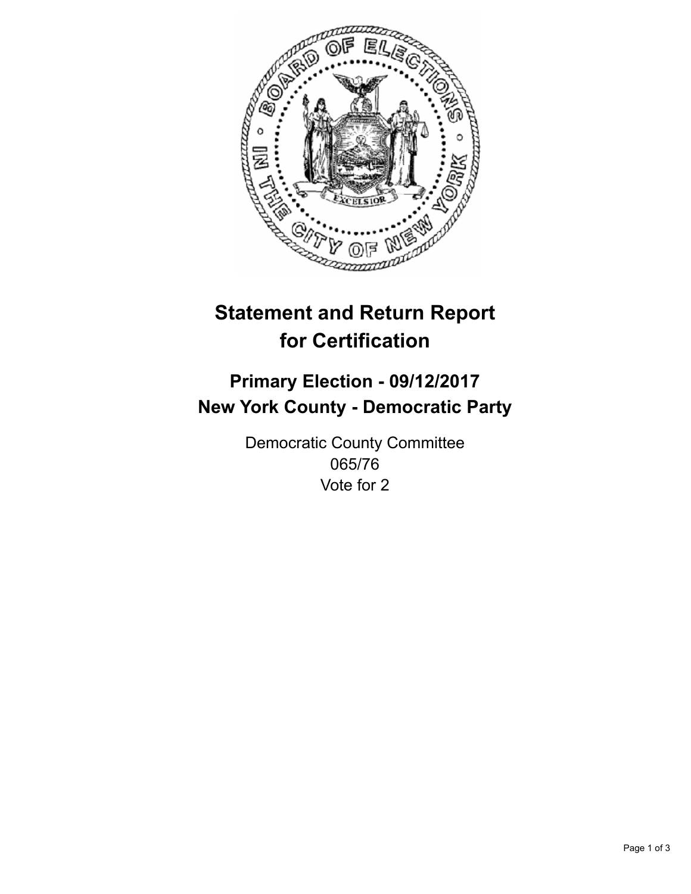# Statement and Return Report for Certification

## Primary Election - 09/12/2017
## New York County - Democratic Party

Democratic County Committee
065/76
Vote for 2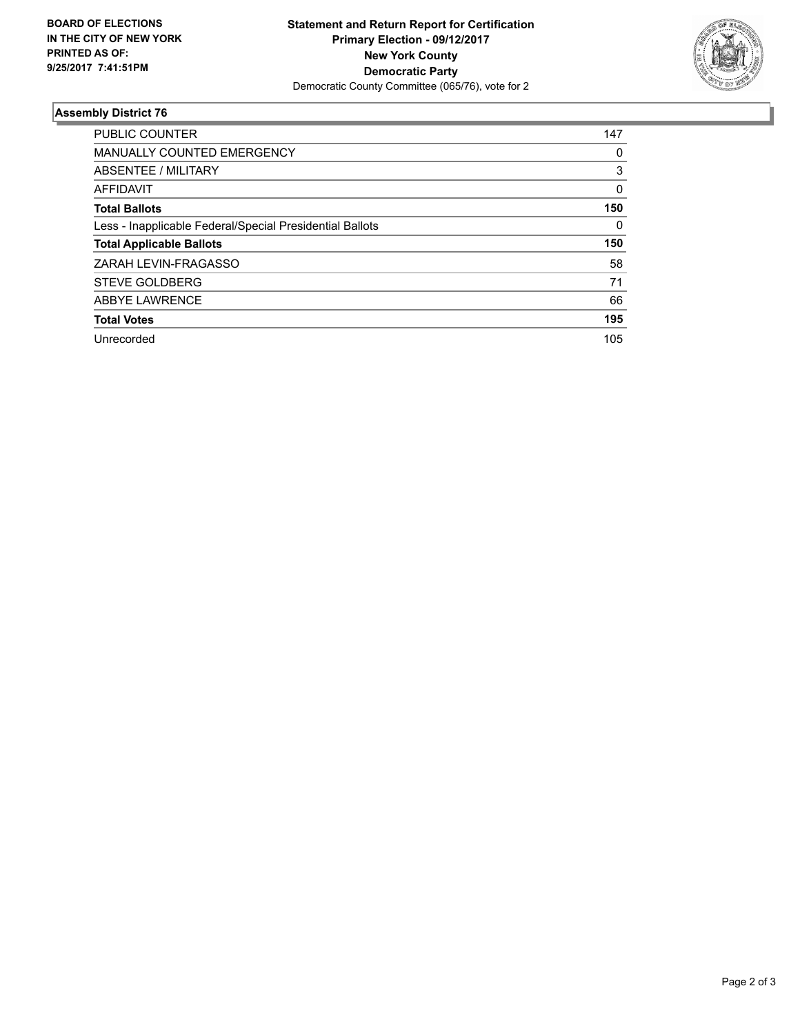**BOARD OF ELECTIONS**
**IN THE CITY OF NEW YORK**
**PRINTED AS OF:**
**9/25/2017 7:41:51PM**

**Statement and Return Report for Certification**
**Primary Election - 09/12/2017**
**New York County**
**Democratic Party**
Democratic County Committee (065/76), vote for 2

## Assembly District 76

| | |
|---|---|
| PUBLIC COUNTER | 147 |
| MANUALLY COUNTED EMERGENCY | 0 |
| ABSENTEE / MILITARY | 3 |
| AFFIDAVIT | 0 |
| **Total Ballots** | **150** |
| Less - Inapplicable Federal/Special Presidential Ballots | 0 |
| **Total Applicable Ballots** | **150** |
| ZARAH LEVIN-FRAGASSO | 58 |
| STEVE GOLDBERG | 71 |
| ABBYE LAWRENCE | 66 |
| **Total Votes** | **195** |
| Unrecorded | 105 |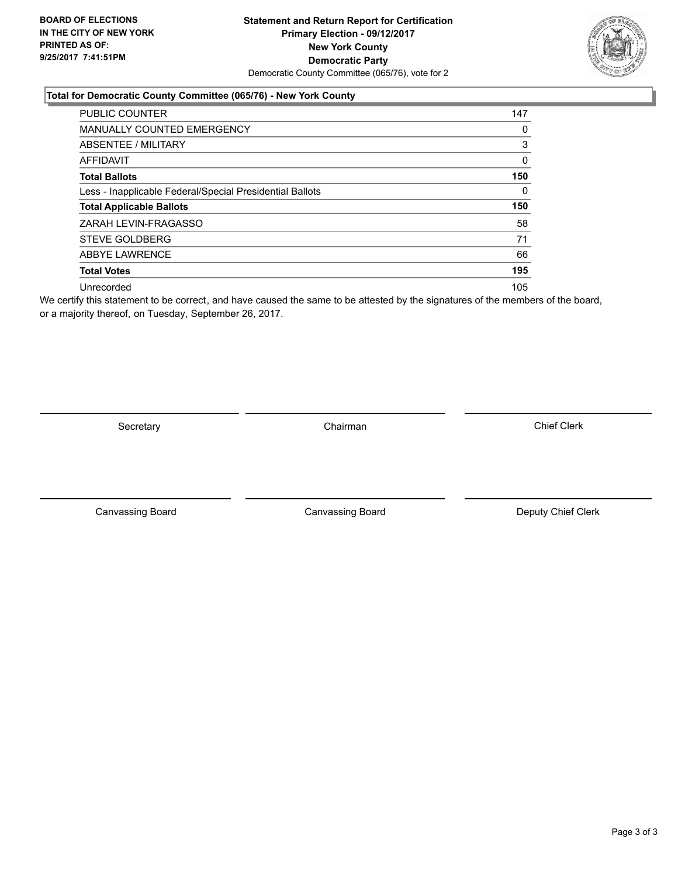**BOARD OF ELECTIONS IN THE CITY OF NEW YORK PRINTED AS OF: 9/25/2017 7:41:51PM**

**Statement and Return Report for Certification Primary Election - 09/12/2017 New York County Democratic Party**
Democratic County Committee (065/76), vote for 2

**Total for Democratic County Committee (065/76) - New York County**

| | |
|---|---|
| PUBLIC COUNTER | 147 |
| MANUALLY COUNTED EMERGENCY | 0 |
| ABSENTEE / MILITARY | 3 |
| AFFIDAVIT | 0 |
| **Total Ballots** | **150** |
| Less - Inapplicable Federal/Special Presidential Ballots | 0 |
| **Total Applicable Ballots** | **150** |
| ZARAH LEVIN-FRAGASSO | 58 |
| STEVE GOLDBERG | 71 |
| ABBYE LAWRENCE | 66 |
| **Total Votes** | **195** |
| Unrecorded | 105 |

We certify this statement to be correct, and have caused the same to be attested by the signatures of the members of the board, or a majority thereof, on Tuesday, September 26, 2017.

Secretary | Chairman | Chief Clerk

Canvassing Board | Canvassing Board | Deputy Chief Clerk